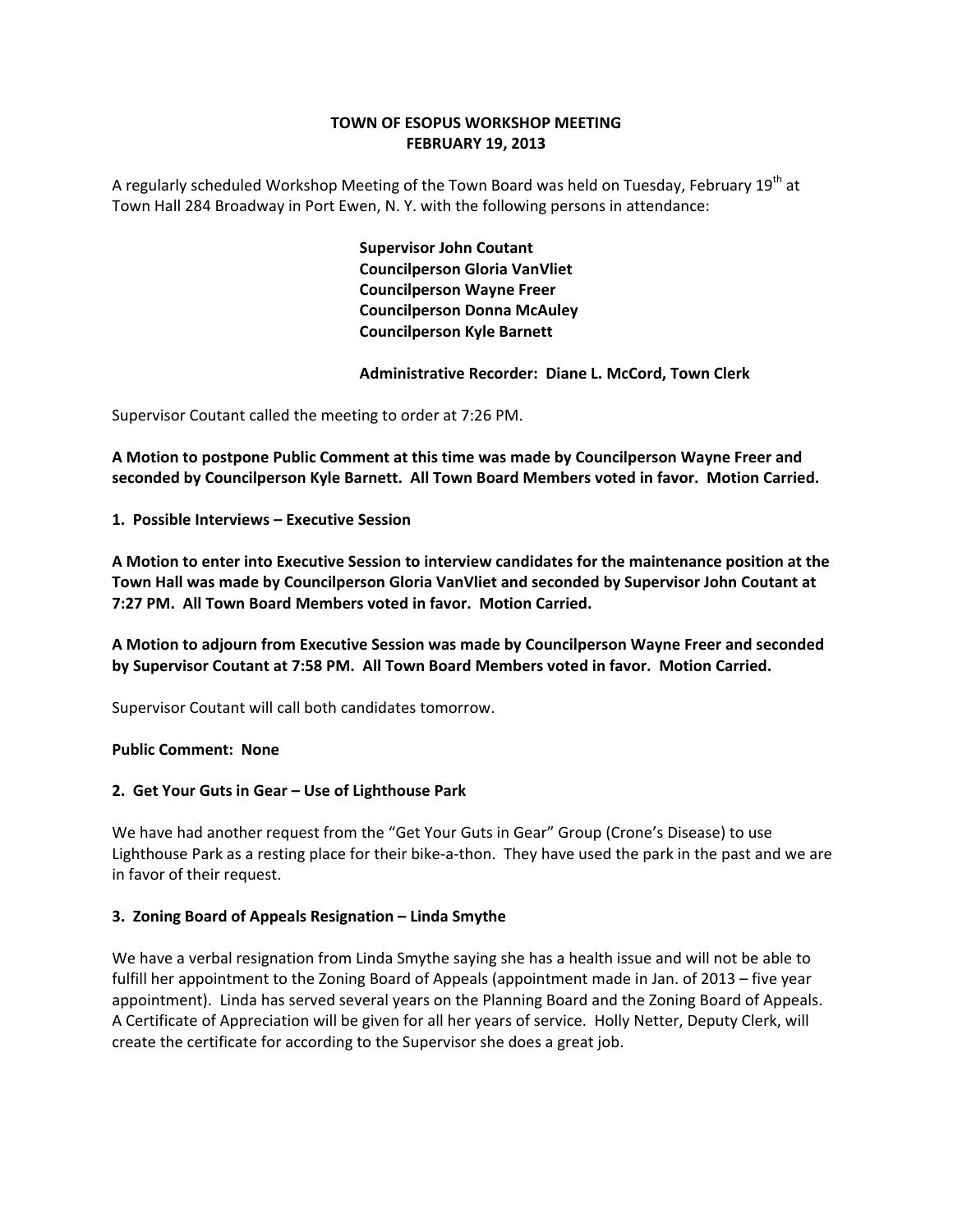# TOWN OF ESOPUS WORKSHOP MEETING
# FEBRUARY 19, 2013

A regularly scheduled Workshop Meeting of the Town Board was held on Tuesday, February 19th at Town Hall 284 Broadway in Port Ewen, N. Y. with the following persons in attendance:

**Supervisor John Coutant**
**Councilperson Gloria VanVliet**
**Councilperson Wayne Freer**
**Councilperson Donna McAuley**
**Councilperson Kyle Barnett**

**Administrative Recorder: Diane L. McCord, Town Clerk**

Supervisor Coutant called the meeting to order at 7:26 PM.

**A Motion to postpone Public Comment at this time was made by Councilperson Wayne Freer and seconded by Councilperson Kyle Barnett. All Town Board Members voted in favor. Motion Carried.**

**1. Possible Interviews – Executive Session**

**A Motion to enter into Executive Session to interview candidates for the maintenance position at the Town Hall was made by Councilperson Gloria VanVliet and seconded by Supervisor John Coutant at 7:27 PM. All Town Board Members voted in favor. Motion Carried.**

**A Motion to adjourn from Executive Session was made by Councilperson Wayne Freer and seconded by Supervisor Coutant at 7:58 PM. All Town Board Members voted in favor. Motion Carried.**

Supervisor Coutant will call both candidates tomorrow.

**Public Comment: None**

**2. Get Your Guts in Gear – Use of Lighthouse Park**

We have had another request from the "Get Your Guts in Gear" Group (Crone's Disease) to use Lighthouse Park as a resting place for their bike-a-thon. They have used the park in the past and we are in favor of their request.

**3. Zoning Board of Appeals Resignation – Linda Smythe**

We have a verbal resignation from Linda Smythe saying she has a health issue and will not be able to fulfill her appointment to the Zoning Board of Appeals (appointment made in Jan. of 2013 – five year appointment). Linda has served several years on the Planning Board and the Zoning Board of Appeals. A Certificate of Appreciation will be given for all her years of service. Holly Netter, Deputy Clerk, will create the certificate for according to the Supervisor she does a great job.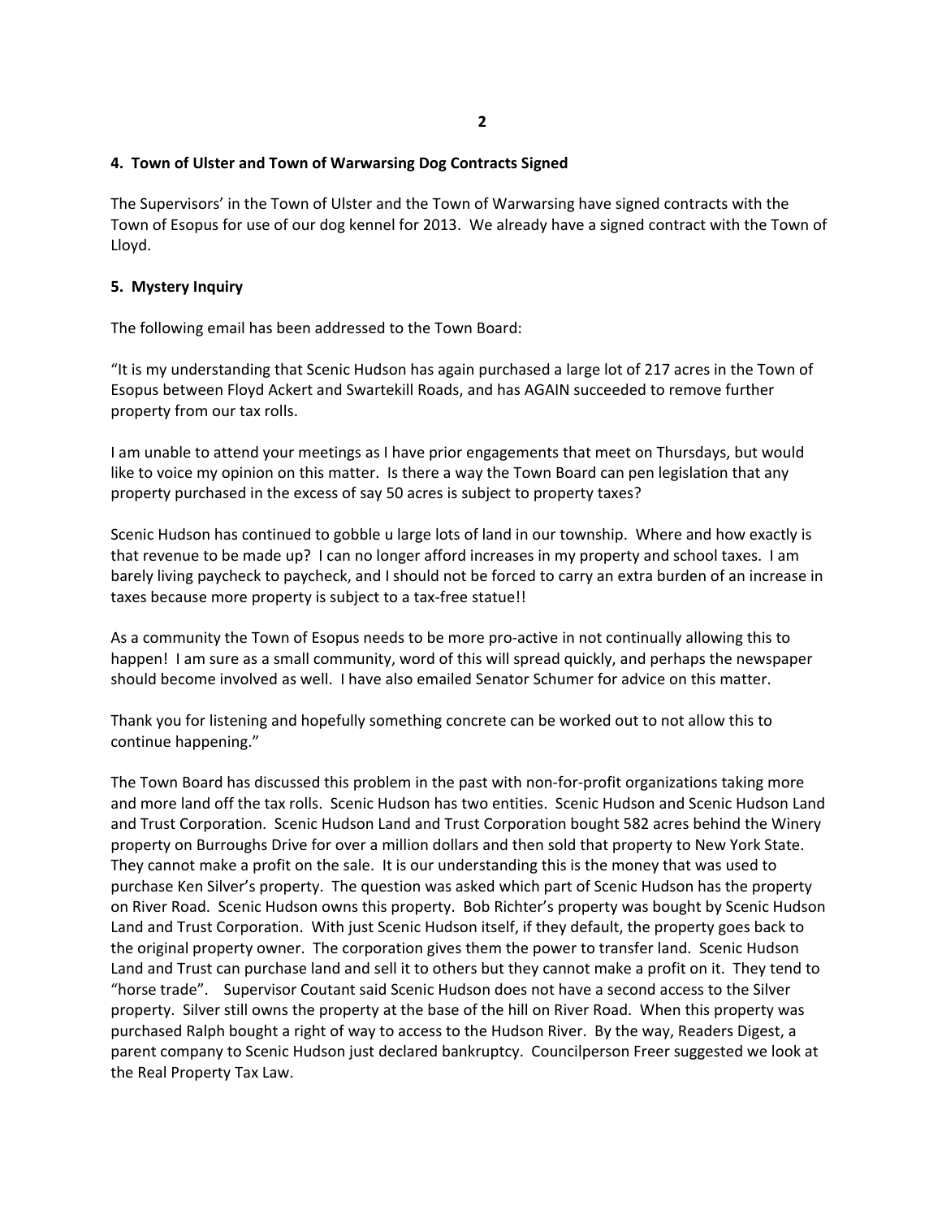**4. Town of Ulster and Town of Warwarsing Dog Contracts Signed**

The Supervisors' in the Town of Ulster and the Town of Warwarsing have signed contracts with the Town of Esopus for use of our dog kennel for 2013. We already have a signed contract with the Town of Lloyd.

**5. Mystery Inquiry**

The following email has been addressed to the Town Board:

"It is my understanding that Scenic Hudson has again purchased a large lot of 217 acres in the Town of Esopus between Floyd Ackert and Swartekill Roads, and has AGAIN succeeded to remove further property from our tax rolls.

I am unable to attend your meetings as I have prior engagements that meet on Thursdays, but would like to voice my opinion on this matter. Is there a way the Town Board can pen legislation that any property purchased in the excess of say 50 acres is subject to property taxes?

Scenic Hudson has continued to gobble u large lots of land in our township. Where and how exactly is that revenue to be made up? I can no longer afford increases in my property and school taxes. I am barely living paycheck to paycheck, and I should not be forced to carry an extra burden of an increase in taxes because more property is subject to a tax-free statue!!

As a community the Town of Esopus needs to be more pro-active in not continually allowing this to happen! I am sure as a small community, word of this will spread quickly, and perhaps the newspaper should become involved as well. I have also emailed Senator Schumer for advice on this matter.

Thank you for listening and hopefully something concrete can be worked out to not allow this to continue happening."

The Town Board has discussed this problem in the past with non-for-profit organizations taking more and more land off the tax rolls. Scenic Hudson has two entities. Scenic Hudson and Scenic Hudson Land and Trust Corporation. Scenic Hudson Land and Trust Corporation bought 582 acres behind the Winery property on Burroughs Drive for over a million dollars and then sold that property to New York State. They cannot make a profit on the sale. It is our understanding this is the money that was used to purchase Ken Silver's property. The question was asked which part of Scenic Hudson has the property on River Road. Scenic Hudson owns this property. Bob Richter's property was bought by Scenic Hudson Land and Trust Corporation. With just Scenic Hudson itself, if they default, the property goes back to the original property owner. The corporation gives them the power to transfer land. Scenic Hudson Land and Trust can purchase land and sell it to others but they cannot make a profit on it. They tend to "horse trade". Supervisor Coutant said Scenic Hudson does not have a second access to the Silver property. Silver still owns the property at the base of the hill on River Road. When this property was purchased Ralph bought a right of way to access to the Hudson River. By the way, Readers Digest, a parent company to Scenic Hudson just declared bankruptcy. Councilperson Freer suggested we look at the Real Property Tax Law.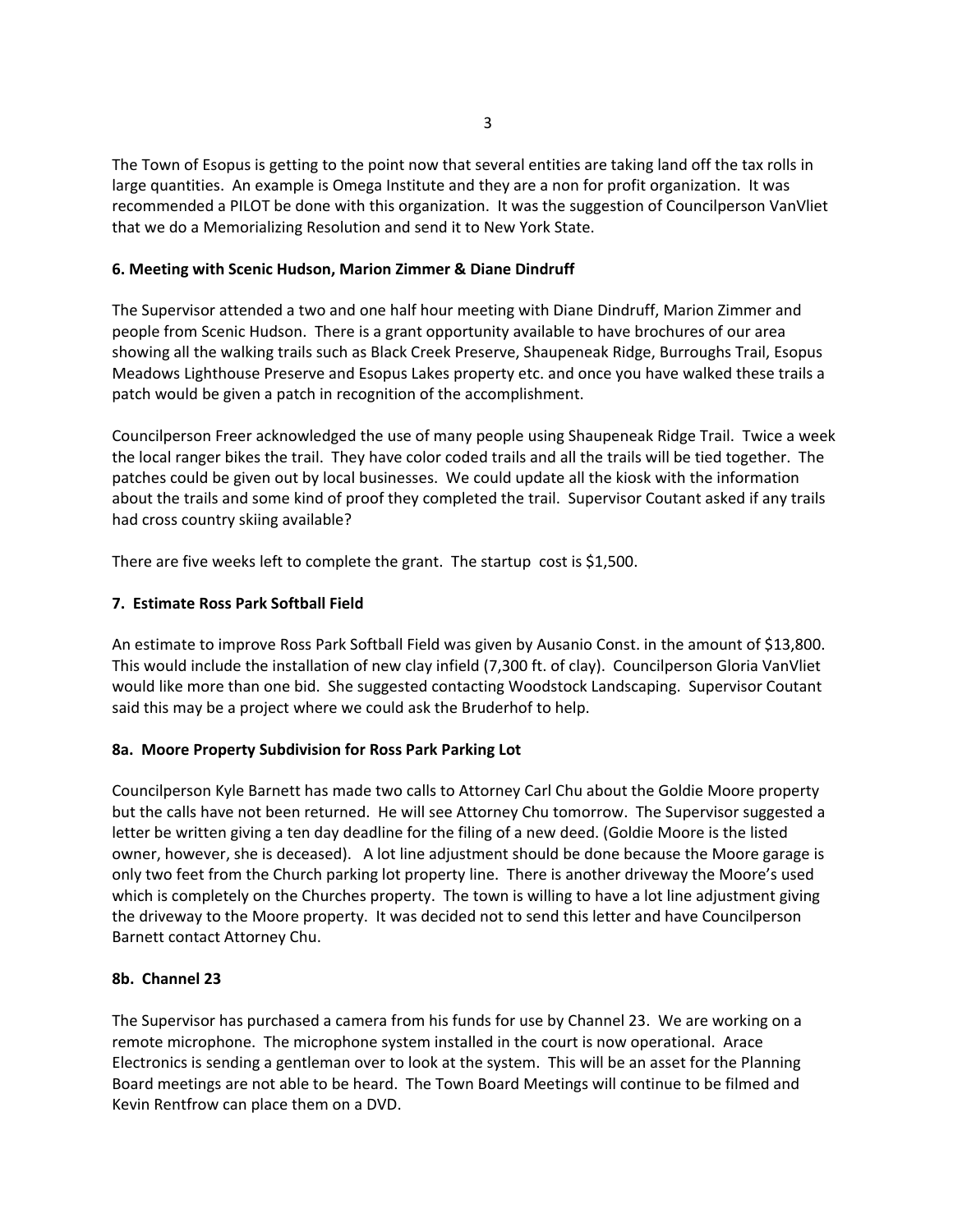The Town of Esopus is getting to the point now that several entities are taking land off the tax rolls in large quantities. An example is Omega Institute and they are a non for profit organization. It was recommended a PILOT be done with this organization. It was the suggestion of Councilperson VanVliet that we do a Memorializing Resolution and send it to New York State.

**6. Meeting with Scenic Hudson, Marion Zimmer & Diane Dindruff**

The Supervisor attended a two and one half hour meeting with Diane Dindruff, Marion Zimmer and people from Scenic Hudson. There is a grant opportunity available to have brochures of our area showing all the walking trails such as Black Creek Preserve, Shaupeneak Ridge, Burroughs Trail, Esopus Meadows Lighthouse Preserve and Esopus Lakes property etc. and once you have walked these trails a patch would be given a patch in recognition of the accomplishment.

Councilperson Freer acknowledged the use of many people using Shaupeneak Ridge Trail. Twice a week the local ranger bikes the trail. They have color coded trails and all the trails will be tied together. The patches could be given out by local businesses. We could update all the kiosk with the information about the trails and some kind of proof they completed the trail. Supervisor Coutant asked if any trails had cross country skiing available?

There are five weeks left to complete the grant. The startup cost is $1,500.

**7. Estimate Ross Park Softball Field**

An estimate to improve Ross Park Softball Field was given by Ausanio Const. in the amount of $13,800. This would include the installation of new clay infield (7,300 ft. of clay). Councilperson Gloria VanVliet would like more than one bid. She suggested contacting Woodstock Landscaping. Supervisor Coutant said this may be a project where we could ask the Bruderhof to help.

**8a. Moore Property Subdivision for Ross Park Parking Lot**

Councilperson Kyle Barnett has made two calls to Attorney Carl Chu about the Goldie Moore property but the calls have not been returned. He will see Attorney Chu tomorrow. The Supervisor suggested a letter be written giving a ten day deadline for the filing of a new deed. (Goldie Moore is the listed owner, however, she is deceased). A lot line adjustment should be done because the Moore garage is only two feet from the Church parking lot property line. There is another driveway the Moore's used which is completely on the Churches property. The town is willing to have a lot line adjustment giving the driveway to the Moore property. It was decided not to send this letter and have Councilperson Barnett contact Attorney Chu.

**8b. Channel 23**

The Supervisor has purchased a camera from his funds for use by Channel 23. We are working on a remote microphone. The microphone system installed in the court is now operational. Arace Electronics is sending a gentleman over to look at the system. This will be an asset for the Planning Board meetings are not able to be heard. The Town Board Meetings will continue to be filmed and Kevin Rentfrow can place them on a DVD.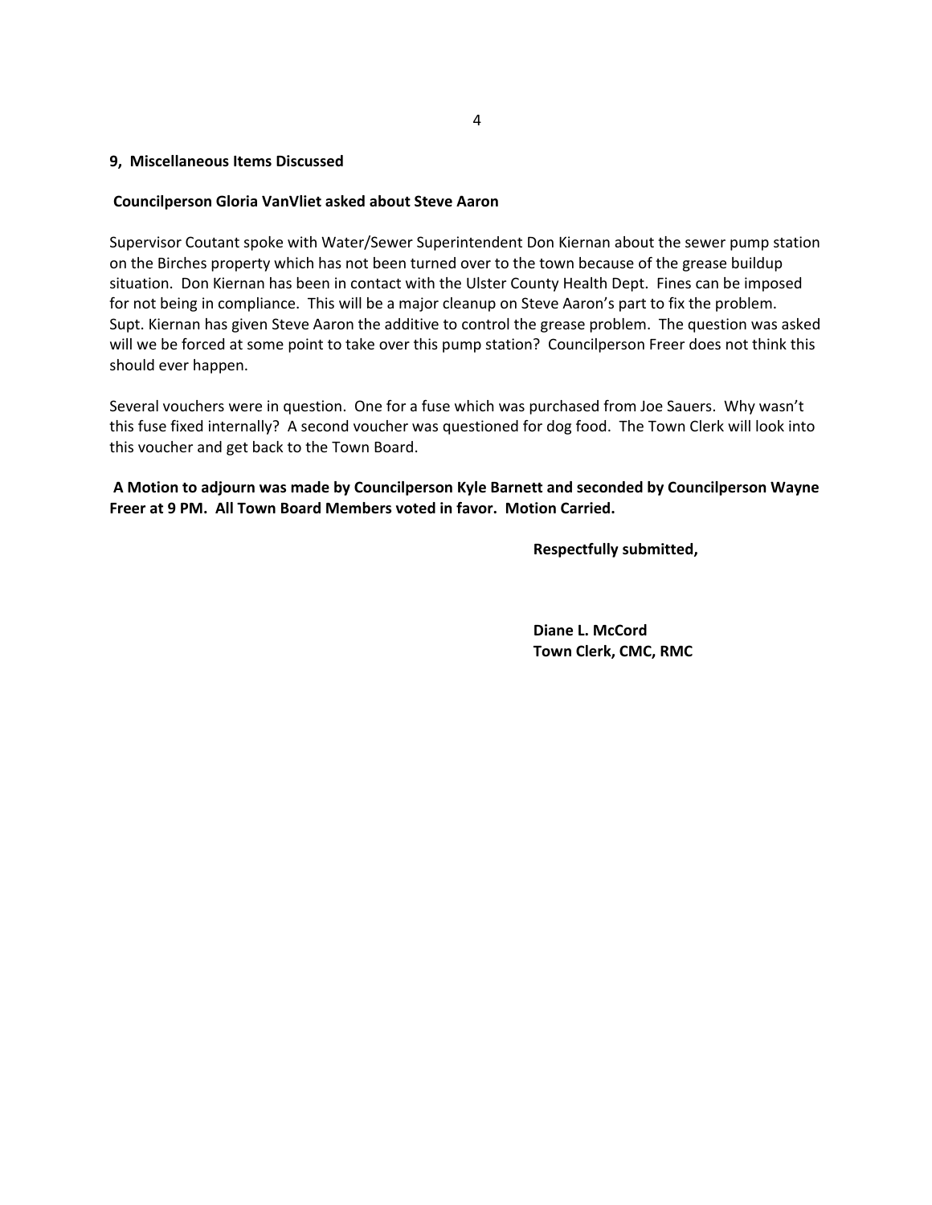**9, Miscellaneous Items Discussed**

**Councilperson Gloria VanVliet asked about Steve Aaron**

Supervisor Coutant spoke with Water/Sewer Superintendent Don Kiernan about the sewer pump station on the Birches property which has not been turned over to the town because of the grease buildup situation. Don Kiernan has been in contact with the Ulster County Health Dept. Fines can be imposed for not being in compliance. This will be a major cleanup on Steve Aaron's part to fix the problem. Supt. Kiernan has given Steve Aaron the additive to control the grease problem. The question was asked will we be forced at some point to take over this pump station? Councilperson Freer does not think this should ever happen.

Several vouchers were in question. One for a fuse which was purchased from Joe Sauers. Why wasn't this fuse fixed internally? A second voucher was questioned for dog food. The Town Clerk will look into this voucher and get back to the Town Board.

**A Motion to adjourn was made by Councilperson Kyle Barnett and seconded by Councilperson Wayne Freer at 9 PM. All Town Board Members voted in favor. Motion Carried.**

**Respectfully submitted,**

**Diane L. McCord**
**Town Clerk, CMC, RMC**